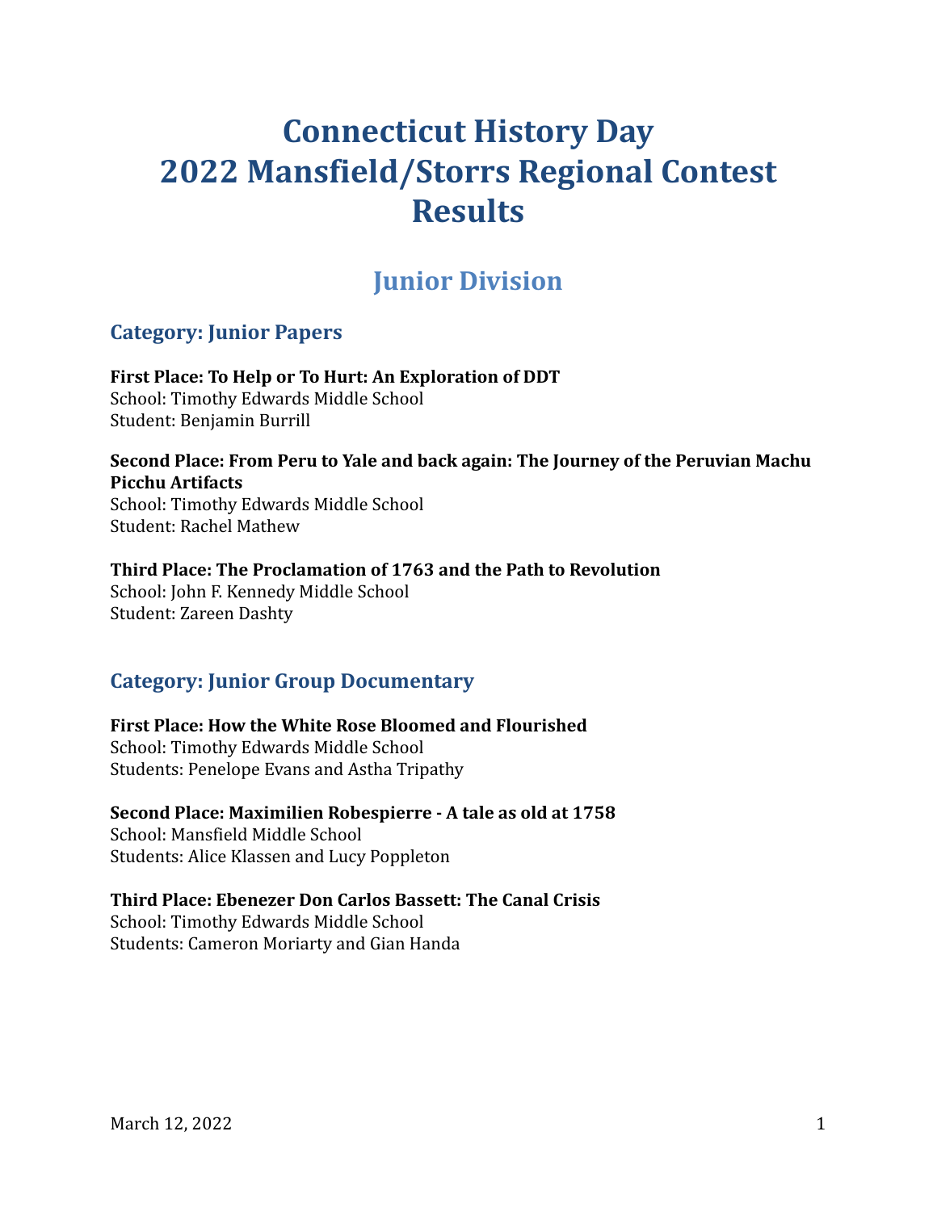# Connecticut History Day 2022 Mansfield/Storrs Regional Contest Results

## Junior Division

### Category: Junior Papers

**First Place: To Help or To Hurt: An Exploration of DDT**
School: Timothy Edwards Middle School
Student: Benjamin Burrill

**Second Place: From Peru to Yale and back again: The Journey of the Peruvian Machu Picchu Artifacts**
School: Timothy Edwards Middle School
Student: Rachel Mathew

**Third Place: The Proclamation of 1763 and the Path to Revolution**
School: John F. Kennedy Middle School
Student: Zareen Dashty

### Category: Junior Group Documentary

**First Place: How the White Rose Bloomed and Flourished**
School: Timothy Edwards Middle School
Students: Penelope Evans and Astha Tripathy

**Second Place: Maximilien Robespierre - A tale as old at 1758**
School: Mansfield Middle School
Students: Alice Klassen and Lucy Poppleton

**Third Place: Ebenezer Don Carlos Bassett: The Canal Crisis**
School: Timothy Edwards Middle School
Students: Cameron Moriarty and Gian Handa

March 12, 2022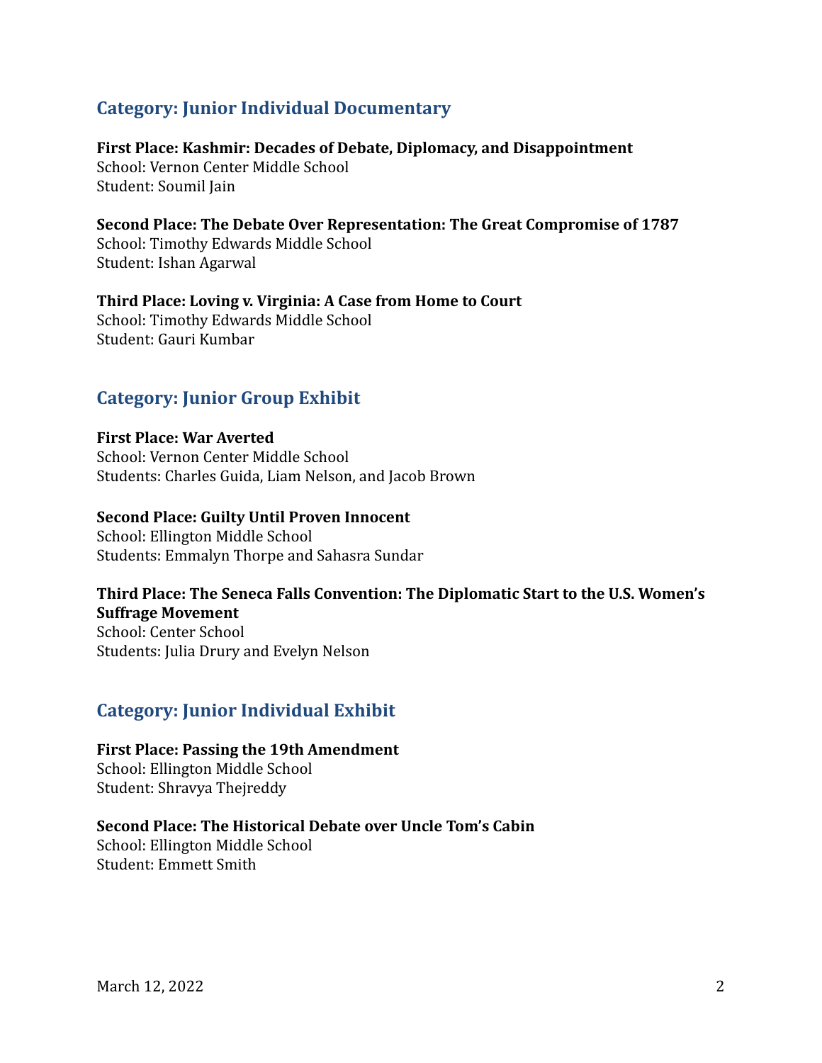## Category: Junior Individual Documentary

**First Place: Kashmir: Decades of Debate, Diplomacy, and Disappointment**
School: Vernon Center Middle School
Student: Soumil Jain

**Second Place: The Debate Over Representation: The Great Compromise of 1787**
School: Timothy Edwards Middle School
Student: Ishan Agarwal

**Third Place: Loving v. Virginia: A Case from Home to Court**
School: Timothy Edwards Middle School
Student: Gauri Kumbar

## Category: Junior Group Exhibit

**First Place: War Averted**
School: Vernon Center Middle School
Students: Charles Guida, Liam Nelson, and Jacob Brown

**Second Place: Guilty Until Proven Innocent**
School: Ellington Middle School
Students: Emmalyn Thorpe and Sahasra Sundar

**Third Place: The Seneca Falls Convention: The Diplomatic Start to the U.S. Women's Suffrage Movement**
School: Center School
Students: Julia Drury and Evelyn Nelson

## Category: Junior Individual Exhibit

**First Place: Passing the 19th Amendment**
School: Ellington Middle School
Student: Shravya Thejreddy

**Second Place: The Historical Debate over Uncle Tom's Cabin**
School: Ellington Middle School
Student: Emmett Smith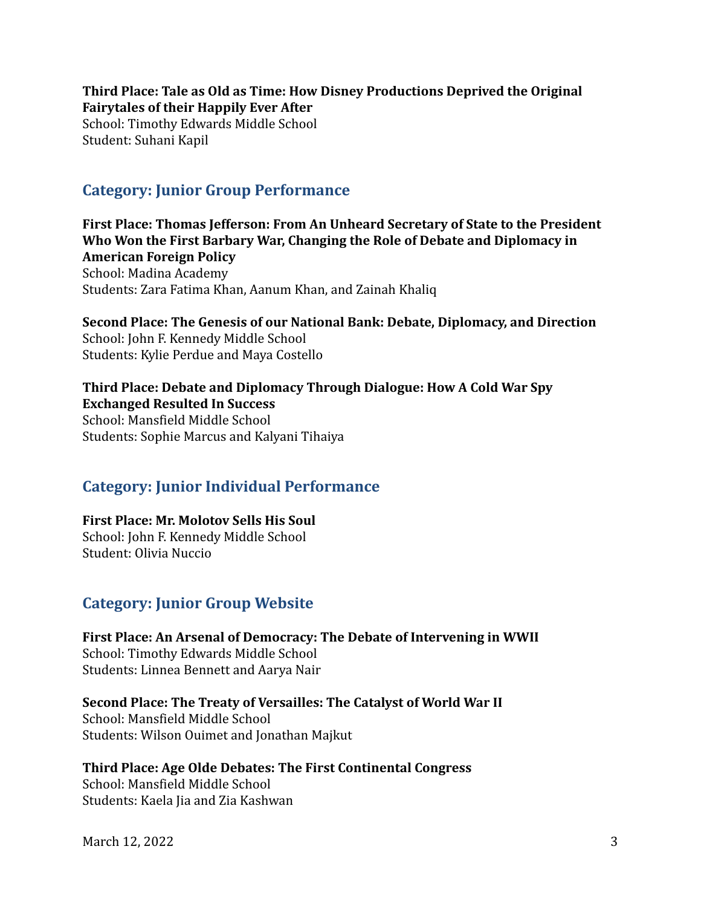**Third Place: Tale as Old as Time: How Disney Productions Deprived the Original Fairytales of their Happily Ever After**
School: Timothy Edwards Middle School
Student: Suhani Kapil

## Category: Junior Group Performance

**First Place: Thomas Jefferson: From An Unheard Secretary of State to the President Who Won the First Barbary War, Changing the Role of Debate and Diplomacy in American Foreign Policy**
School: Madina Academy
Students: Zara Fatima Khan, Aanum Khan, and Zainah Khaliq

**Second Place: The Genesis of our National Bank: Debate, Diplomacy, and Direction**
School: John F. Kennedy Middle School
Students: Kylie Perdue and Maya Costello

**Third Place: Debate and Diplomacy Through Dialogue: How A Cold War Spy Exchanged Resulted In Success**
School: Mansfield Middle School
Students: Sophie Marcus and Kalyani Tihaiya

## Category: Junior Individual Performance

**First Place: Mr. Molotov Sells His Soul**
School: John F. Kennedy Middle School
Student: Olivia Nuccio

## Category: Junior Group Website

**First Place: An Arsenal of Democracy: The Debate of Intervening in WWII**
School: Timothy Edwards Middle School
Students: Linnea Bennett and Aarya Nair

**Second Place: The Treaty of Versailles: The Catalyst of World War II**
School: Mansfield Middle School
Students: Wilson Ouimet and Jonathan Majkut

**Third Place: Age Olde Debates: The First Continental Congress**
School: Mansfield Middle School
Students: Kaela Jia and Zia Kashwan

March 12, 2022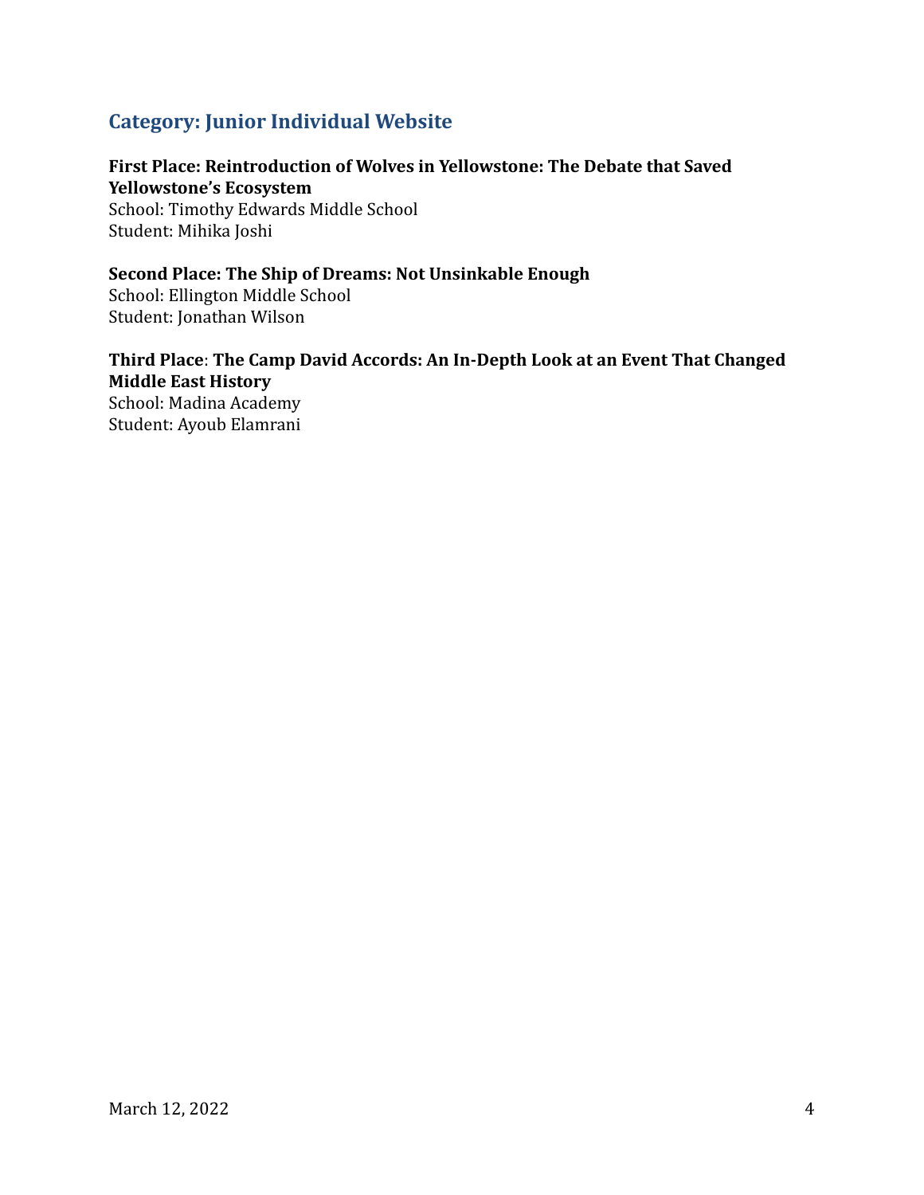## Category: Junior Individual Website

**First Place: Reintroduction of Wolves in Yellowstone: The Debate that Saved Yellowstone's Ecosystem**
School: Timothy Edwards Middle School
Student: Mihika Joshi

**Second Place: The Ship of Dreams: Not Unsinkable Enough**
School: Ellington Middle School
Student: Jonathan Wilson

**Third Place**: **The Camp David Accords: An In-Depth Look at an Event That Changed Middle East History**
School: Madina Academy
Student: Ayoub Elamrani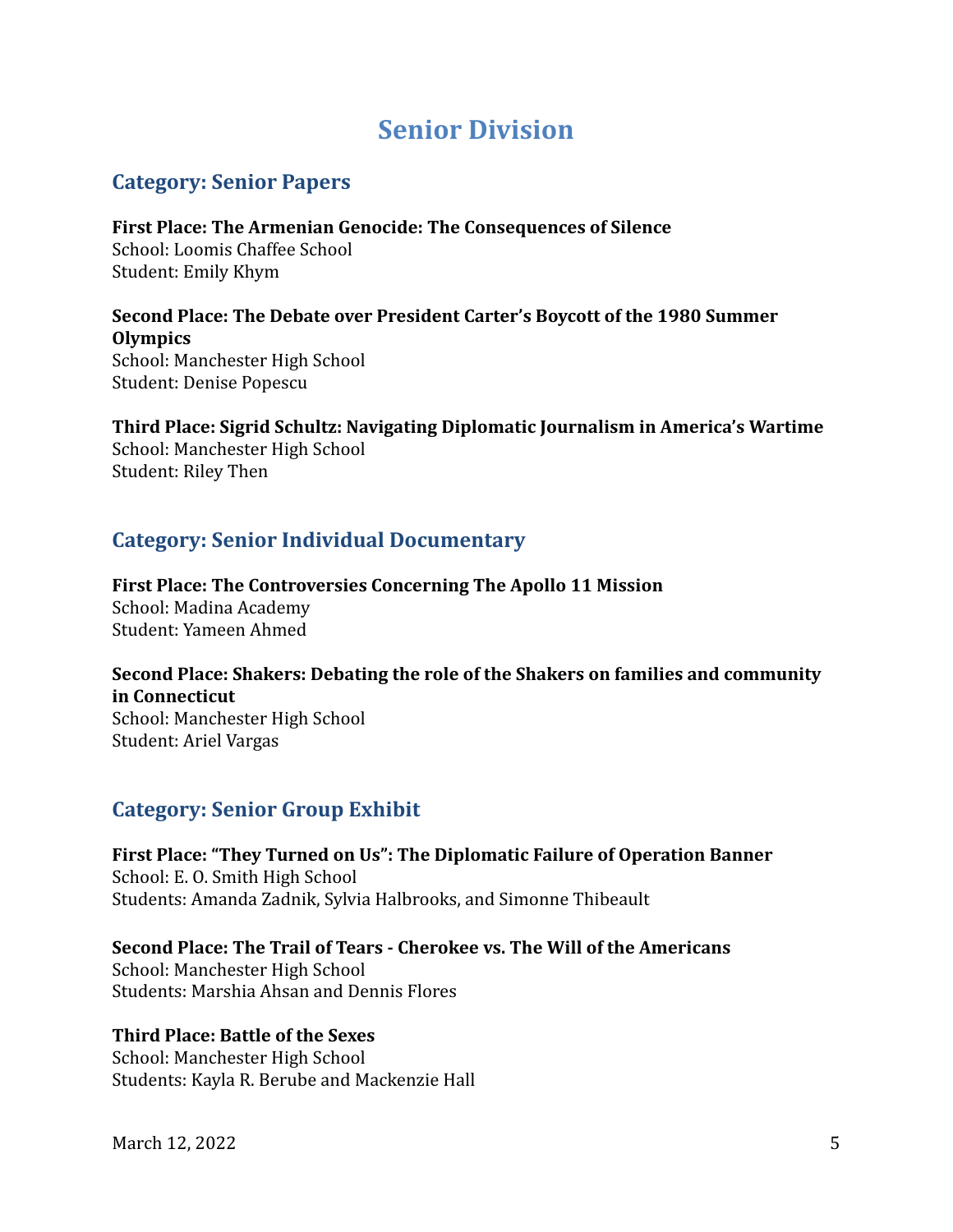# Senior Division

## Category: Senior Papers

**First Place: The Armenian Genocide: The Consequences of Silence**
School: Loomis Chaffee School
Student: Emily Khym

**Second Place: The Debate over President Carter's Boycott of the 1980 Summer Olympics**
School: Manchester High School
Student: Denise Popescu

**Third Place: Sigrid Schultz: Navigating Diplomatic Journalism in America's Wartime**
School: Manchester High School
Student: Riley Then

## Category: Senior Individual Documentary

**First Place: The Controversies Concerning The Apollo 11 Mission**
School: Madina Academy
Student: Yameen Ahmed

**Second Place: Shakers: Debating the role of the Shakers on families and community in Connecticut**
School: Manchester High School
Student: Ariel Vargas

## Category: Senior Group Exhibit

**First Place: "They Turned on Us": The Diplomatic Failure of Operation Banner**
School: E. O. Smith High School
Students: Amanda Zadnik, Sylvia Halbrooks, and Simonne Thibeault

**Second Place: The Trail of Tears - Cherokee vs. The Will of the Americans**
School: Manchester High School
Students: Marshia Ahsan and Dennis Flores

**Third Place: Battle of the Sexes**
School: Manchester High School
Students: Kayla R. Berube and Mackenzie Hall

March 12, 2022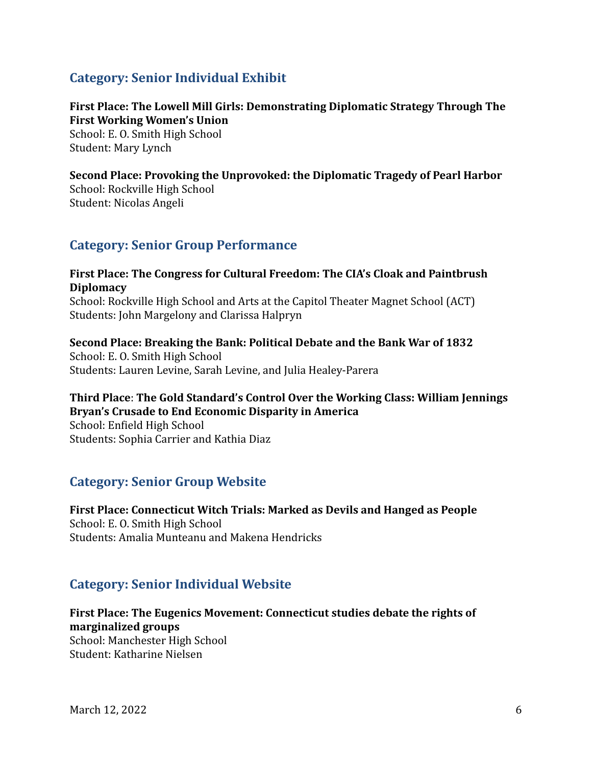## Category: Senior Individual Exhibit

**First Place: The Lowell Mill Girls: Demonstrating Diplomatic Strategy Through The First Working Women's Union**
School: E. O. Smith High School
Student: Mary Lynch

**Second Place: Provoking the Unprovoked: the Diplomatic Tragedy of Pearl Harbor**
School: Rockville High School
Student: Nicolas Angeli

## Category: Senior Group Performance

**First Place: The Congress for Cultural Freedom: The CIA's Cloak and Paintbrush Diplomacy**
School: Rockville High School and Arts at the Capitol Theater Magnet School (ACT)
Students: John Margelony and Clarissa Halpryn

**Second Place: Breaking the Bank: Political Debate and the Bank War of 1832**
School: E. O. Smith High School
Students: Lauren Levine, Sarah Levine, and Julia Healey-Parera

**Third Place**: **The Gold Standard's Control Over the Working Class: William Jennings Bryan's Crusade to End Economic Disparity in America**
School: Enfield High School
Students: Sophia Carrier and Kathia Diaz

## Category: Senior Group Website

**First Place: Connecticut Witch Trials: Marked as Devils and Hanged as People**
School: E. O. Smith High School
Students: Amalia Munteanu and Makena Hendricks

## Category: Senior Individual Website

**First Place: The Eugenics Movement: Connecticut studies debate the rights of marginalized groups**
School: Manchester High School
Student: Katharine Nielsen

March 12, 2022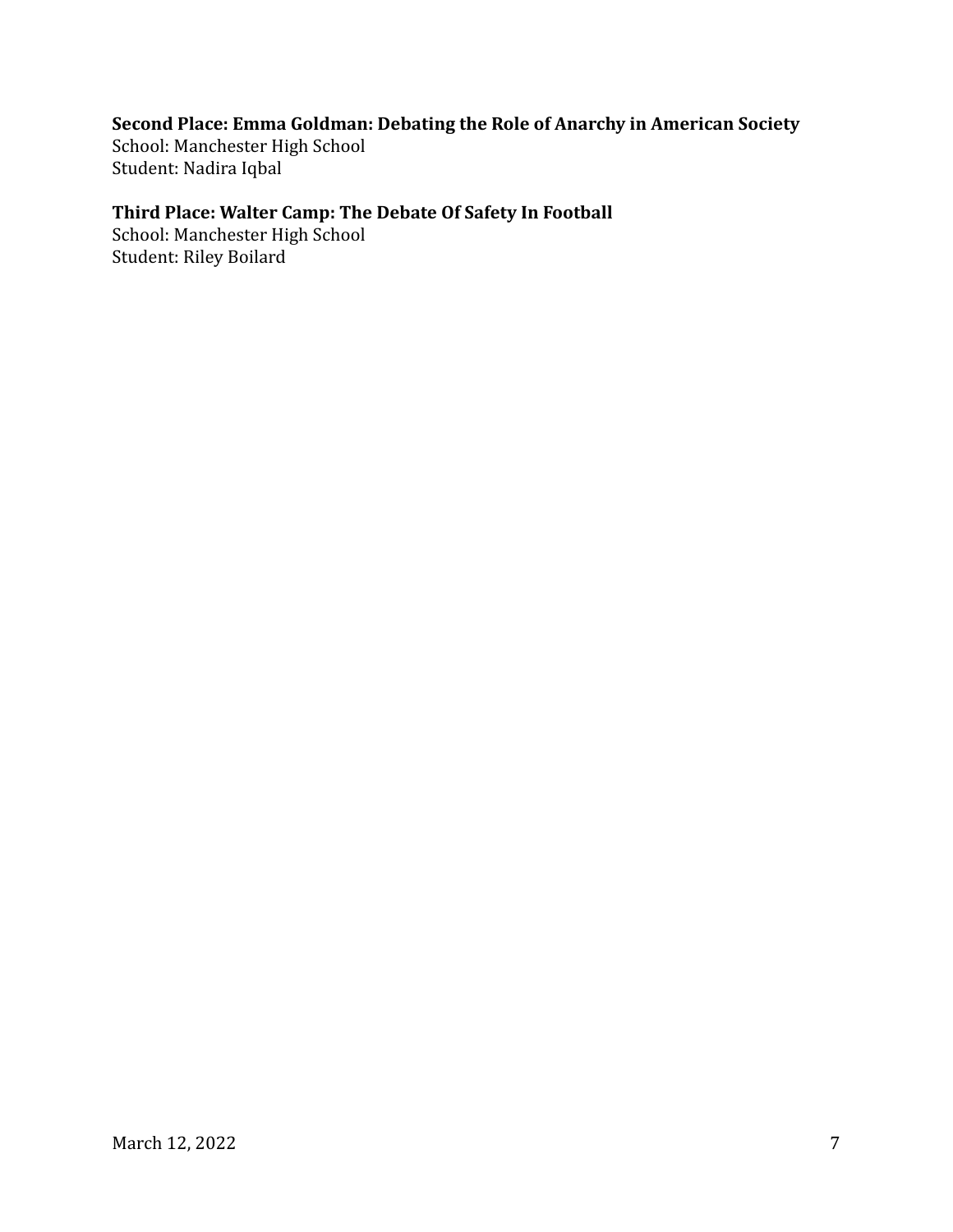**Second Place: Emma Goldman: Debating the Role of Anarchy in American Society**
School: Manchester High School
Student: Nadira Iqbal

**Third Place: Walter Camp: The Debate Of Safety In Football**
School: Manchester High School
Student: Riley Boilard